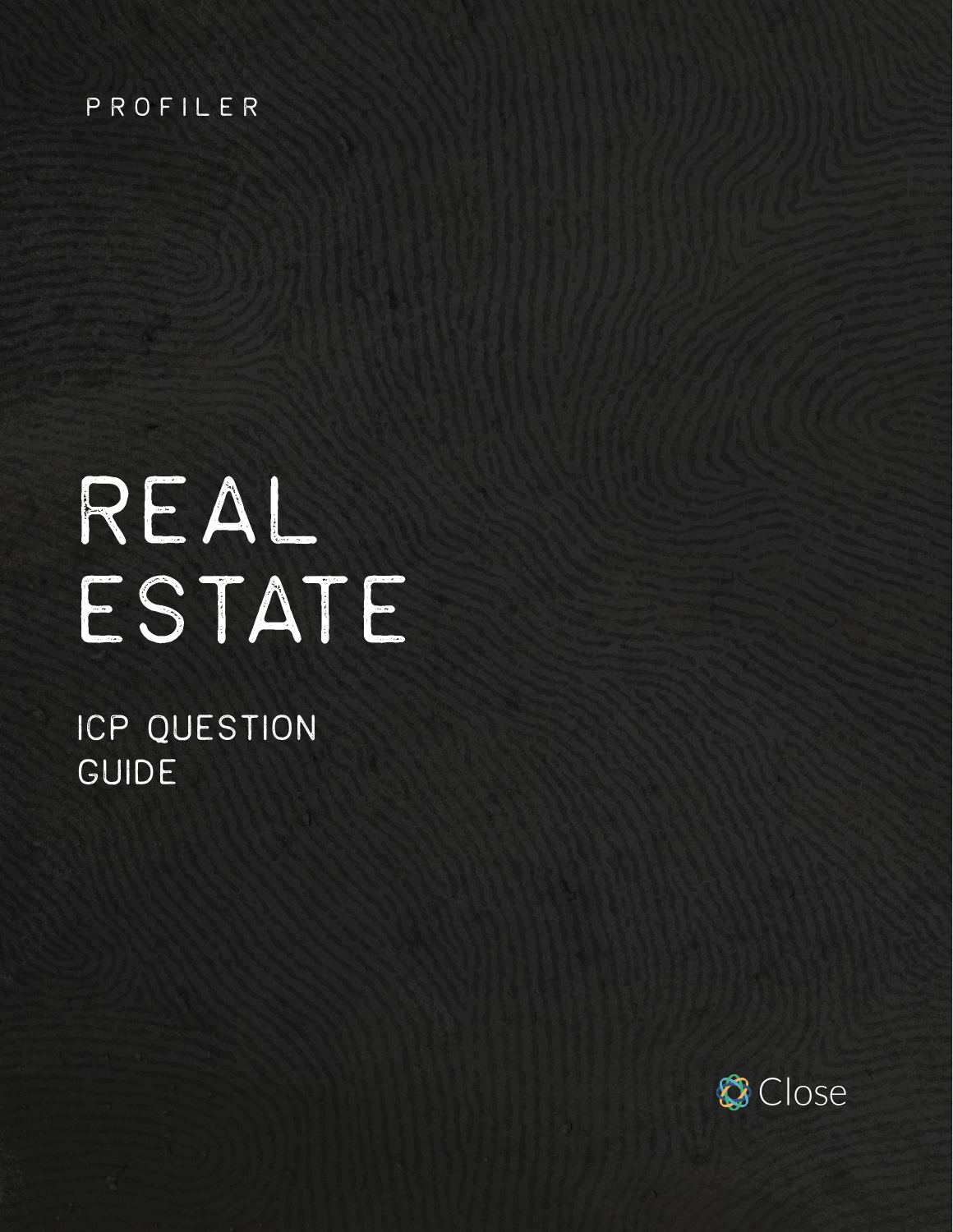PROFILER

# REAL ESTATE

## ICP QUESTION GUIDE

Close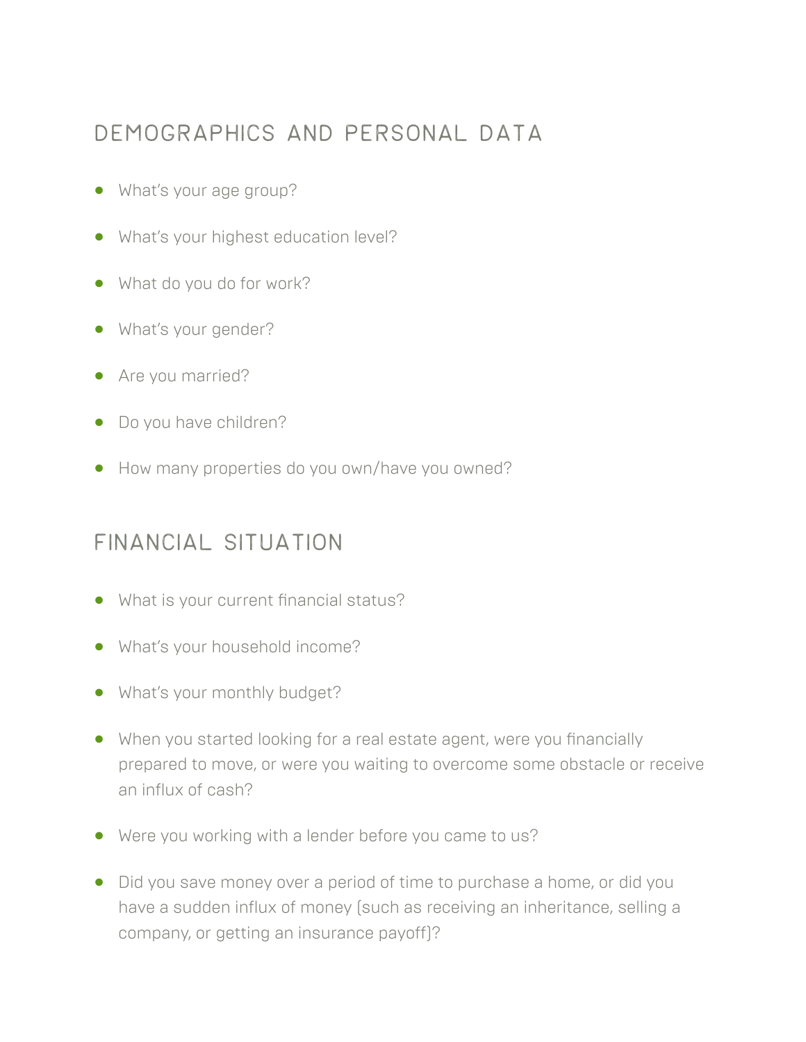## DEMOGRAPHICS AND PERSONAL DATA

- What's your age group?
- What's your highest education level?
- What do you do for work?
- What's your gender?
- Are you married?
- Do you have children?
- How many properties do you own/have you owned?

## FINANCIAL SITUATION

- What is your current financial status?
- What's your household income?
- What's your monthly budget?
- When you started looking for a real estate agent, were you financially prepared to move, or were you waiting to overcome some obstacle or receive an influx of cash?
- Were you working with a lender before you came to us?
- Did you save money over a period of time to purchase a home, or did you have a sudden influx of money (such as receiving an inheritance, selling a company, or getting an insurance payoff)?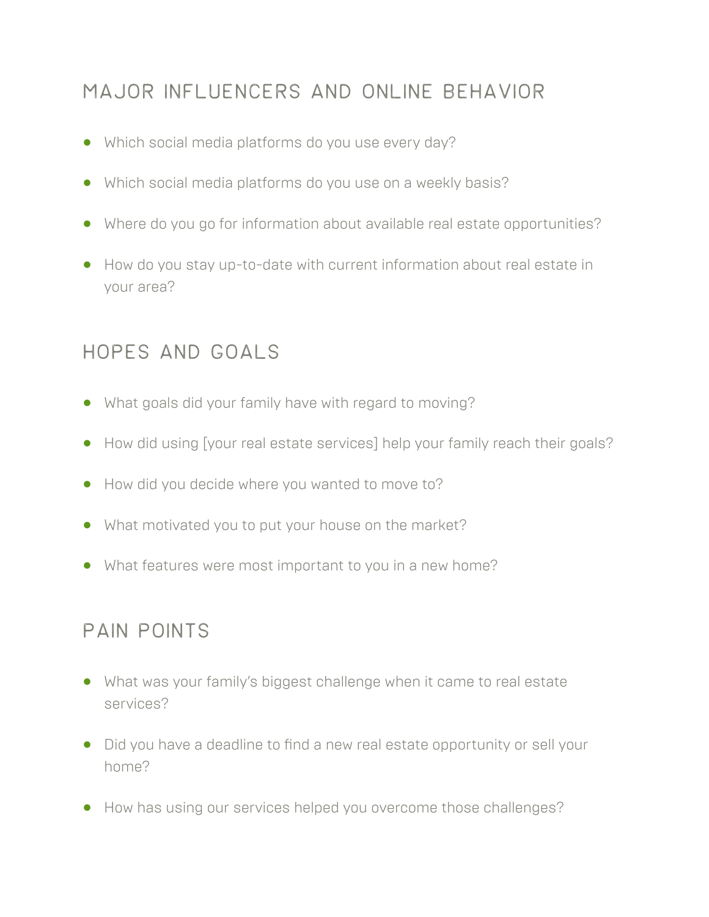## MAJOR INFLUENCERS AND ONLINE BEHAVIOR

- Which social media platforms do you use every day?
- Which social media platforms do you use on a weekly basis?
- Where do you go for information about available real estate opportunities?
- How do you stay up-to-date with current information about real estate in your area?

## HOPES AND GOALS

- What goals did your family have with regard to moving?
- How did using [your real estate services] help your family reach their goals?
- How did you decide where you wanted to move to?
- What motivated you to put your house on the market?
- What features were most important to you in a new home?

## PAIN POINTS

- What was your family's biggest challenge when it came to real estate services?
- Did you have a deadline to find a new real estate opportunity or sell your home?
- How has using our services helped you overcome those challenges?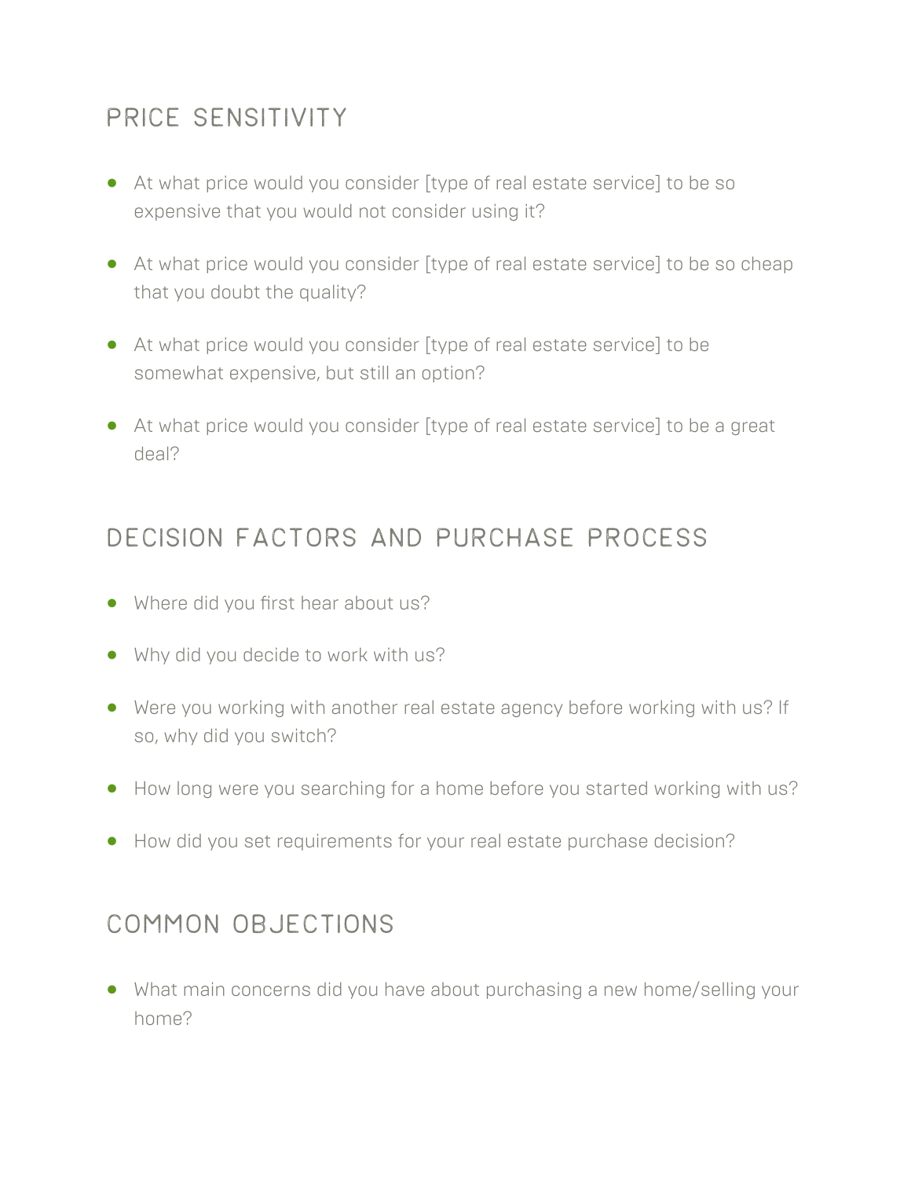## PRICE SENSITIVITY

- At what price would you consider [type of real estate service] to be so expensive that you would not consider using it?
- At what price would you consider [type of real estate service] to be so cheap that you doubt the quality?
- At what price would you consider [type of real estate service] to be somewhat expensive, but still an option?
- At what price would you consider [type of real estate service] to be a great deal?

## DECISION FACTORS AND PURCHASE PROCESS

- Where did you first hear about us?
- Why did you decide to work with us?
- Were you working with another real estate agency before working with us? If so, why did you switch?
- How long were you searching for a home before you started working with us?
- How did you set requirements for your real estate purchase decision?

## COMMON OBJECTIONS

- What main concerns did you have about purchasing a new home/selling your home?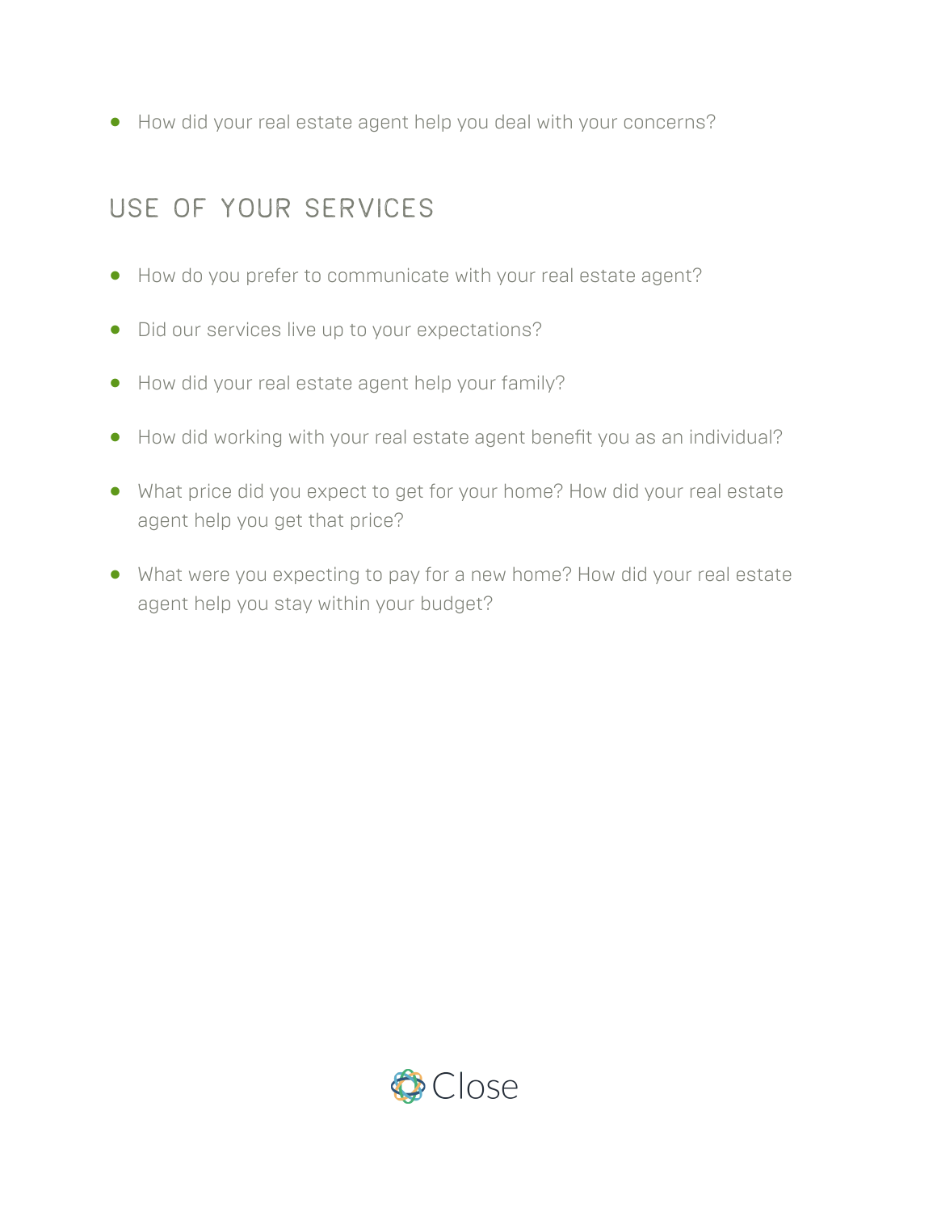- How did your real estate agent help you deal with your concerns?

## USE OF YOUR SERVICES

- How do you prefer to communicate with your real estate agent?
- Did our services live up to your expectations?
- How did your real estate agent help your family?
- How did working with your real estate agent benefit you as an individual?
- What price did you expect to get for your home? How did your real estate agent help you get that price?
- What were you expecting to pay for a new home? How did your real estate agent help you stay within your budget?